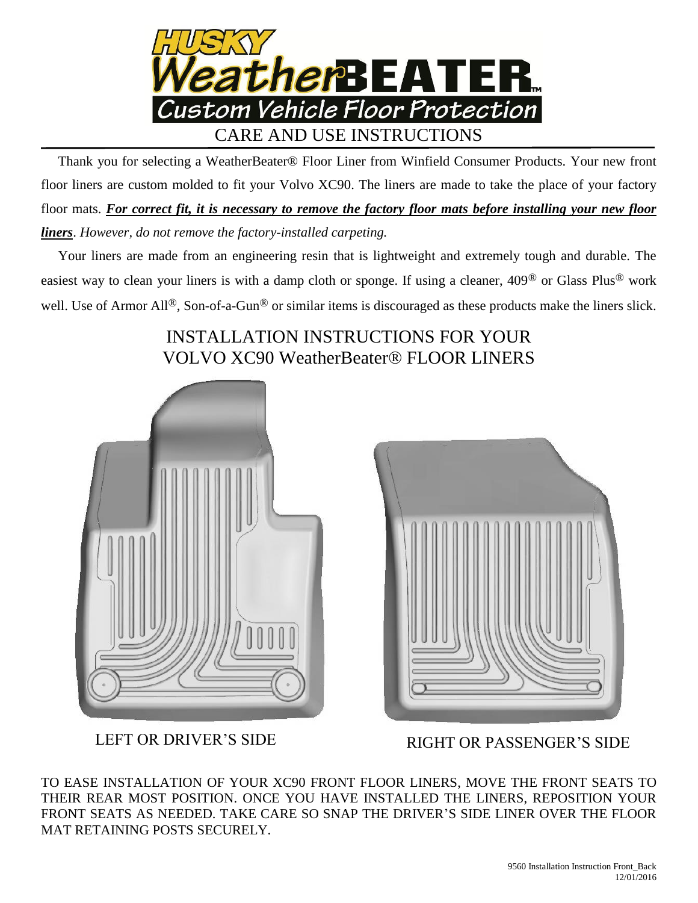# HUSKY WeatherBEATER™

## Custom Vehicle Floor Protection

## CARE AND USE INSTRUCTIONS

Thank you for selecting a WeatherBeater® Floor Liner from Winfield Consumer Products. Your new front floor liners are custom molded to fit your Volvo XC90. The liners are made to take the place of your factory floor mats. ***For correct fit, it is necessary to remove the factory floor mats before installing your new floor liners***. *However, do not remove the factory-installed carpeting.*

Your liners are made from an engineering resin that is lightweight and extremely tough and durable. The easiest way to clean your liners is with a damp cloth or sponge. If using a cleaner, 409® or Glass Plus® work well. Use of Armor All®, Son-of-a-Gun® or similar items is discouraged as these products make the liners slick.

## INSTALLATION INSTRUCTIONS FOR YOUR VOLVO XC90 WeatherBeater® FLOOR LINERS

LEFT OR DRIVER'S SIDE

RIGHT OR PASSENGER'S SIDE

TO EASE INSTALLATION OF YOUR XC90 FRONT FLOOR LINERS, MOVE THE FRONT SEATS TO THEIR REAR MOST POSITION. ONCE YOU HAVE INSTALLED THE LINERS, REPOSITION YOUR FRONT SEATS AS NEEDED. TAKE CARE SO SNAP THE DRIVER'S SIDE LINER OVER THE FLOOR MAT RETAINING POSTS SECURELY.

9560 Installation Instruction Front_Back
12/01/2016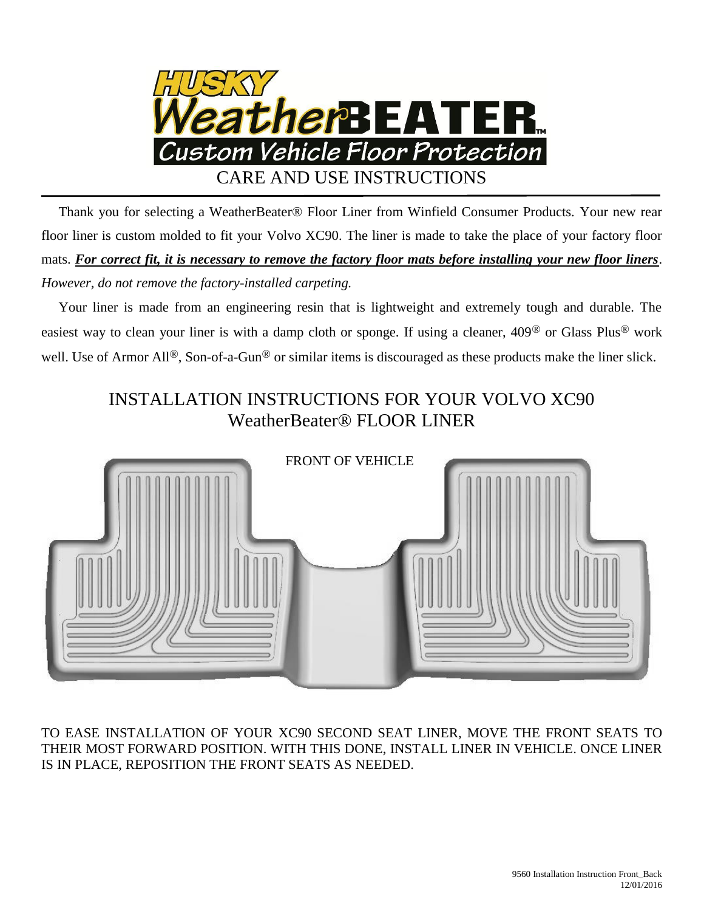# HUSKY WeatherBEATER™

## Custom Vehicle Floor Protection

CARE AND USE INSTRUCTIONS

Thank you for selecting a WeatherBeater® Floor Liner from Winfield Consumer Products. Your new rear floor liner is custom molded to fit your Volvo XC90. The liner is made to take the place of your factory floor mats. ***For correct fit, it is necessary to remove the factory floor mats before installing your new floor liners***. *However, do not remove the factory-installed carpeting.*

Your liner is made from an engineering resin that is lightweight and extremely tough and durable. The easiest way to clean your liner is with a damp cloth or sponge. If using a cleaner, 409® or Glass Plus® work well. Use of Armor All®, Son-of-a-Gun® or similar items is discouraged as these products make the liner slick.

## INSTALLATION INSTRUCTIONS FOR YOUR VOLVO XC90 WeatherBeater® FLOOR LINER

FRONT OF VEHICLE

TO EASE INSTALLATION OF YOUR XC90 SECOND SEAT LINER, MOVE THE FRONT SEATS TO THEIR MOST FORWARD POSITION. WITH THIS DONE, INSTALL LINER IN VEHICLE. ONCE LINER IS IN PLACE, REPOSITION THE FRONT SEATS AS NEEDED.

9560 Installation Instruction Front_Back
12/01/2016